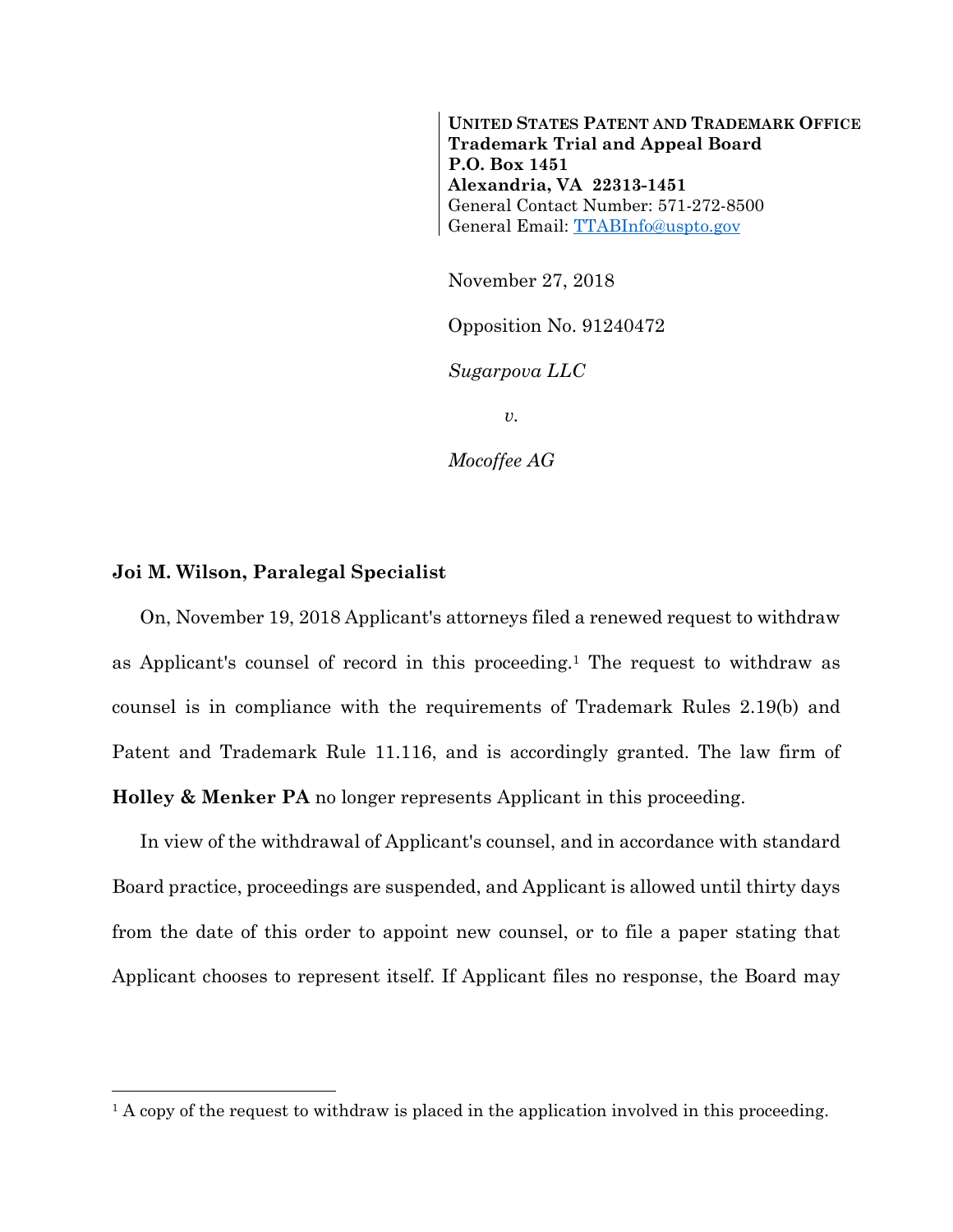**UNITED STATES PATENT AND TRADEMARK OFFICE**
**Trademark Trial and Appeal Board**
**P.O. Box 1451**
**Alexandria, VA 22313-1451**
General Contact Number: 571-272-8500
General Email: TTABInfo@uspto.gov

November 27, 2018

Opposition No. 91240472

*Sugarpova LLC*

*v.*

*Mocoffee AG*

**Joi M. Wilson, Paralegal Specialist**

On, November 19, 2018 Applicant's attorneys filed a renewed request to withdraw as Applicant's counsel of record in this proceeding.[1] The request to withdraw as counsel is in compliance with the requirements of Trademark Rules 2.19(b) and Patent and Trademark Rule 11.116, and is accordingly granted. The law firm of **Holley & Menker PA** no longer represents Applicant in this proceeding.

In view of the withdrawal of Applicant's counsel, and in accordance with standard Board practice, proceedings are suspended, and Applicant is allowed until thirty days from the date of this order to appoint new counsel, or to file a paper stating that Applicant chooses to represent itself. If Applicant files no response, the Board may

---

[1] A copy of the request to withdraw is placed in the application involved in this proceeding.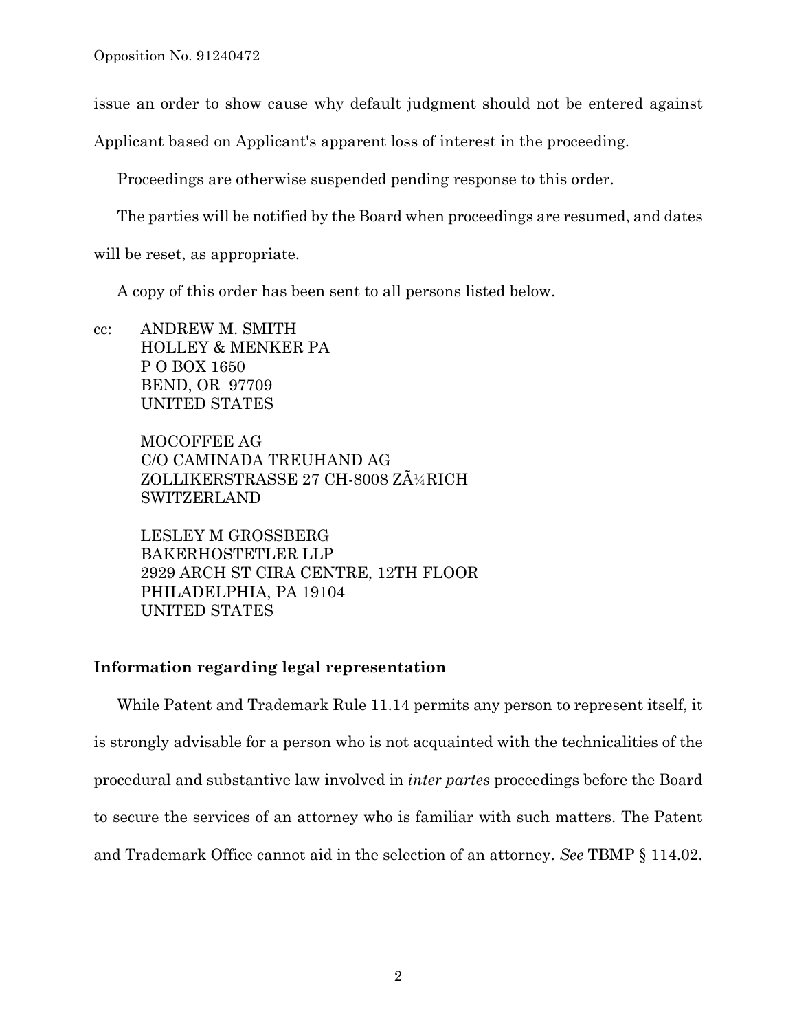issue an order to show cause why default judgment should not be entered against Applicant based on Applicant's apparent loss of interest in the proceeding.

Proceedings are otherwise suspended pending response to this order.

The parties will be notified by the Board when proceedings are resumed, and dates will be reset, as appropriate.

A copy of this order has been sent to all persons listed below.

cc: ANDREW M. SMITH
HOLLEY & MENKER PA
P O BOX 1650
BEND, OR 97709
UNITED STATES

MOCOFFEE AG
C/O CAMINADA TREUHAND AG
ZOLLIKERSTRASSE 27 CH-8008 ZÃ¼RICH
SWITZERLAND

LESLEY M GROSSBERG
BAKERHOSTETLER LLP
2929 ARCH ST CIRA CENTRE, 12TH FLOOR
PHILADELPHIA, PA 19104
UNITED STATES

**Information regarding legal representation**

While Patent and Trademark Rule 11.14 permits any person to represent itself, it is strongly advisable for a person who is not acquainted with the technicalities of the procedural and substantive law involved in *inter partes* proceedings before the Board to secure the services of an attorney who is familiar with such matters. The Patent and Trademark Office cannot aid in the selection of an attorney. *See* TBMP § 114.02.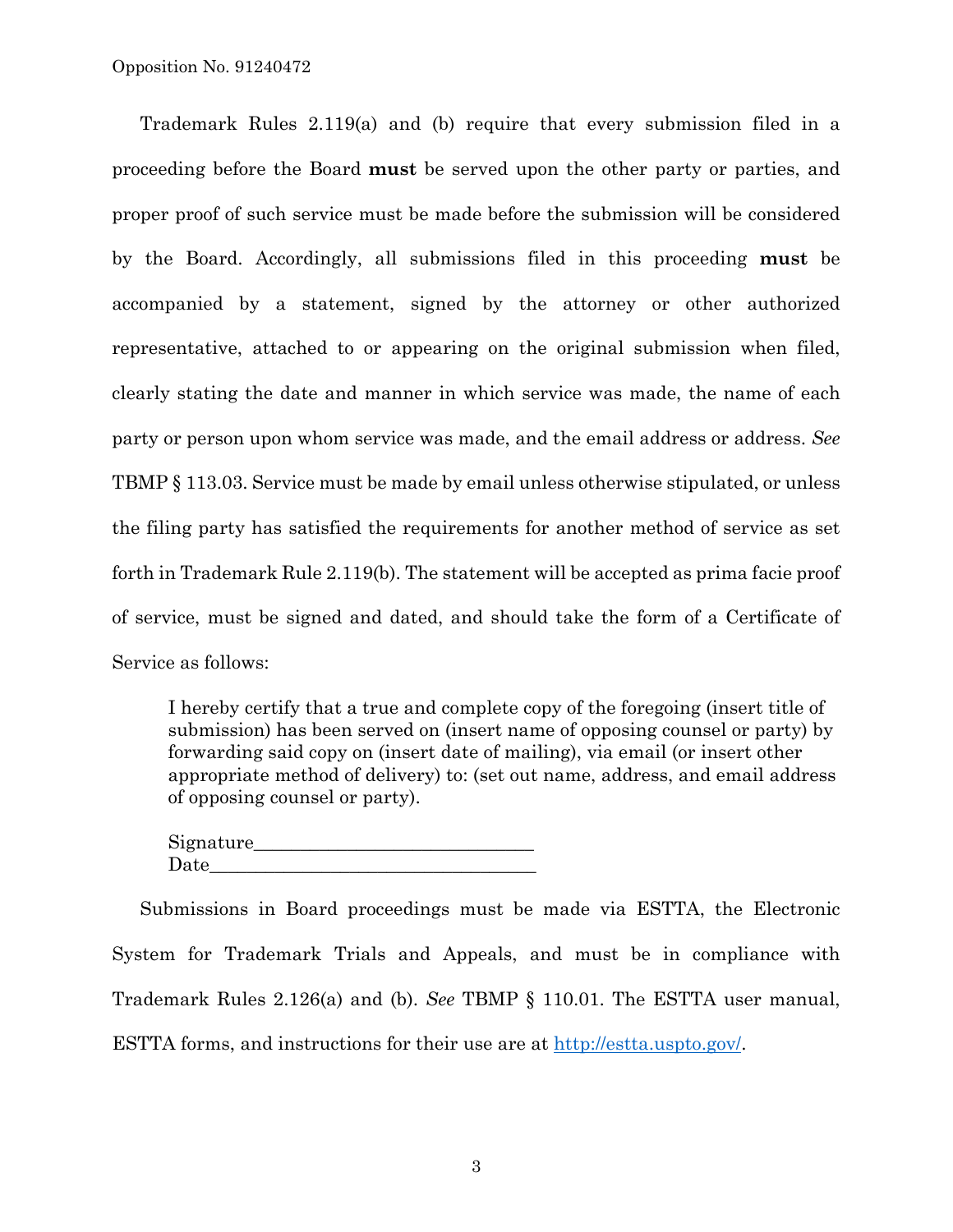Trademark Rules 2.119(a) and (b) require that every submission filed in a proceeding before the Board **must** be served upon the other party or parties, and proper proof of such service must be made before the submission will be considered by the Board. Accordingly, all submissions filed in this proceeding **must** be accompanied by a statement, signed by the attorney or other authorized representative, attached to or appearing on the original submission when filed, clearly stating the date and manner in which service was made, the name of each party or person upon whom service was made, and the email address or address. *See* TBMP § 113.03. Service must be made by email unless otherwise stipulated, or unless the filing party has satisfied the requirements for another method of service as set forth in Trademark Rule 2.119(b). The statement will be accepted as prima facie proof of service, must be signed and dated, and should take the form of a Certificate of Service as follows:

> I hereby certify that a true and complete copy of the foregoing (insert title of submission) has been served on (insert name of opposing counsel or party) by forwarding said copy on (insert date of mailing), via email (or insert other appropriate method of delivery) to: (set out name, address, and email address of opposing counsel or party).
>
> Signature_____________________________
> Date_________________________________

Submissions in Board proceedings must be made via ESTTA, the Electronic System for Trademark Trials and Appeals, and must be in compliance with Trademark Rules 2.126(a) and (b). *See* TBMP § 110.01. The ESTTA user manual, ESTTA forms, and instructions for their use are at http://estta.uspto.gov/.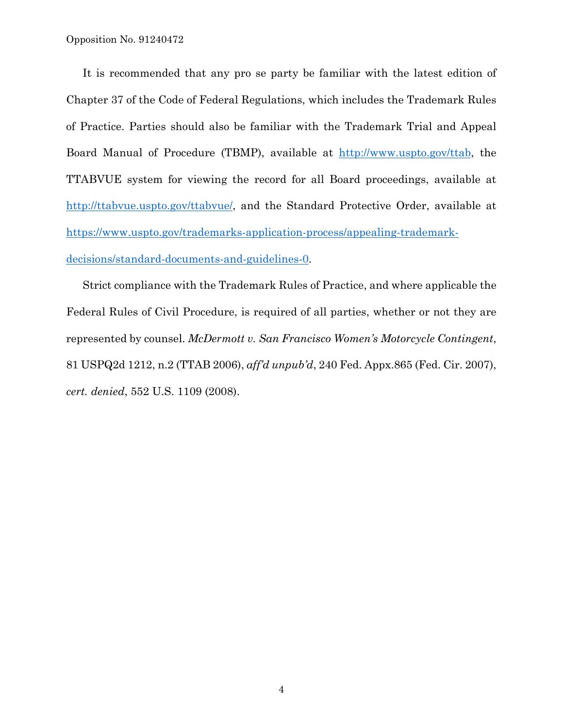It is recommended that any pro se party be familiar with the latest edition of Chapter 37 of the Code of Federal Regulations, which includes the Trademark Rules of Practice. Parties should also be familiar with the Trademark Trial and Appeal Board Manual of Procedure (TBMP), available at http://www.uspto.gov/ttab, the TTABVUE system for viewing the record for all Board proceedings, available at http://ttabvue.uspto.gov/ttabvue/, and the Standard Protective Order, available at https://www.uspto.gov/trademarks-application-process/appealing-trademark-decisions/standard-documents-and-guidelines-0.

Strict compliance with the Trademark Rules of Practice, and where applicable the Federal Rules of Civil Procedure, is required of all parties, whether or not they are represented by counsel. *McDermott v. San Francisco Women's Motorcycle Contingent*, 81 USPQ2d 1212, n.2 (TTAB 2006), *aff'd unpub'd*, 240 Fed. Appx.865 (Fed. Cir. 2007), *cert. denied*, 552 U.S. 1109 (2008).